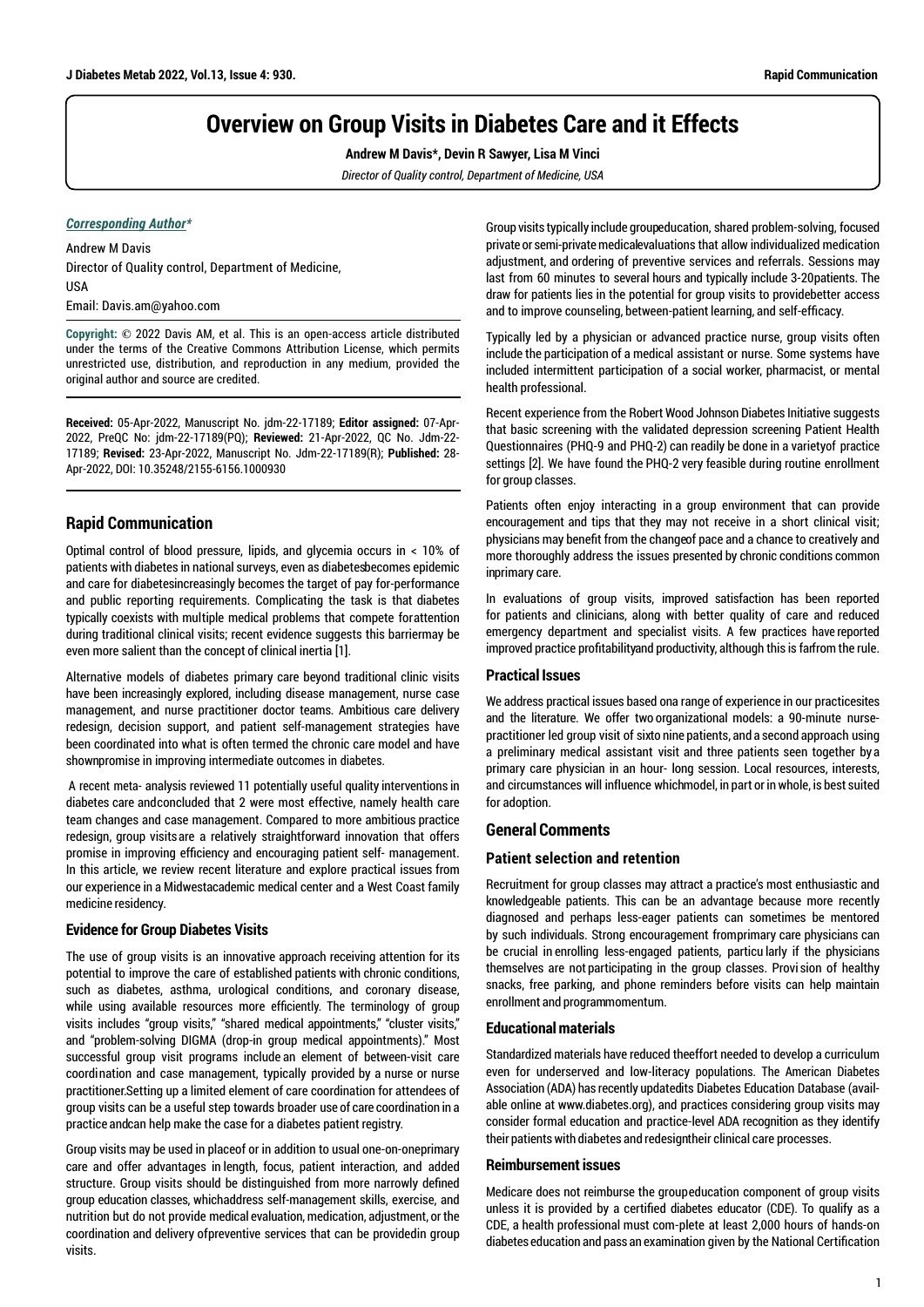# Overview on Group Visits in Diabetes Care and it Effects

**Andrew M Davis*, Devin R Sawyer, Lisa M Vinci**

*Director of Quality control, Department of Medicine, USA*

***Corresponding Author****

Andrew M Davis
Director of Quality control, Department of Medicine,
USA
Email: Davis.am@yahoo.com

**Copyright:** © 2022 Davis AM, et al. This is an open-access article distributed under the terms of the Creative Commons Attribution License, which permits unrestricted use, distribution, and reproduction in any medium, provided the original author and source are credited.

**Received:** 05-Apr-2022, Manuscript No. jdm-22-17189; **Editor assigned:** 07-Apr-2022, PreQC No: jdm-22-17189(PQ); **Reviewed:** 21-Apr-2022, QC No. Jdm-22-17189; **Revised:** 23-Apr-2022, Manuscript No. Jdm-22-17189(R); **Published:** 28-Apr-2022, DOI: 10.35248/2155-6156.1000930

## Rapid Communication

Optimal control of blood pressure, lipids, and glycemia occurs in < 10% of patients with diabetes in national surveys, even as diabetesbecomes epidemic and care for diabetesincreasingly becomes the target of pay for-performance and public reporting requirements. Complicating the task is that diabetes typically coexists with multiple medical problems that compete forattention during traditional clinical visits; recent evidence suggests this barriermay be even more salient than the concept of clinical inertia [1].

Alternative models of diabetes primary care beyond traditional clinic visits have been increasingly explored, including disease management, nurse case management, and nurse practitioner doctor teams. Ambitious care delivery redesign, decision support, and patient self-management strategies have been coordinated into what is often termed the chronic care model and have shownpromise in improving intermediate outcomes in diabetes.

A recent meta- analysis reviewed 11 potentially useful quality interventions in diabetes care andconcluded that 2 were most effective, namely health care team changes and case management. Compared to more ambitious practice redesign, group visitsare a relatively straightforward innovation that offers promise in improving efficiency and encouraging patient self- management. In this article, we review recent literature and explore practical issues from our experience in a Midwestacademic medical center and a West Coast family medicine residency.

### Evidence for Group Diabetes Visits

The use of group visits is an innovative approach receiving attention for its potential to improve the care of established patients with chronic conditions, such as diabetes, asthma, urological conditions, and coronary disease, while using available resources more efficiently. The terminology of group visits includes "group visits," "shared medical appointments," "cluster visits," and "problem-solving DIGMA (drop-in group medical appointments)." Most successful group visit programs include an element of between-visit care coordination and case management, typically provided by a nurse or nurse practitioner.Setting up a limited element of care coordination for attendees of group visits can be a useful step towards broader use of care coordination in a practice andcan help make the case for a diabetes patient registry.

Group visits may be used in placeof or in addition to usual one-on-oneprimary care and offer advantages in length, focus, patient interaction, and added structure. Group visits should be distinguished from more narrowly defined group education classes, whichaddress self-management skills, exercise, and nutrition but do not provide medical evaluation, medication, adjustment, or the coordination and delivery ofpreventive services that can be providedin group visits.

Group visits typically include groupeducation, shared problem-solving, focused private or semi-private medicalevaluations that allow individualized medication adjustment, and ordering of preventive services and referrals. Sessions may last from 60 minutes to several hours and typically include 3-20patients. The draw for patients lies in the potential for group visits to providebetter access and to improve counseling, between-patient learning, and self-efficacy.

Typically led by a physician or advanced practice nurse, group visits often include the participation of a medical assistant or nurse. Some systems have included intermittent participation of a social worker, pharmacist, or mental health professional.

Recent experience from the Robert Wood Johnson Diabetes Initiative suggests that basic screening with the validated depression screening Patient Health Questionnaires (PHQ-9 and PHQ-2) can readily be done in a varietyof practice settings [2]. We have found the PHQ-2 very feasible during routine enrollment for group classes.

Patients often enjoy interacting in a group environment that can provide encouragement and tips that they may not receive in a short clinical visit; physicians may benefit from the changeof pace and a chance to creatively and more thoroughly address the issues presented by chronic conditions common inprimary care.

In evaluations of group visits, improved satisfaction has been reported for patients and clinicians, along with better quality of care and reduced emergency department and specialist visits. A few practices have reported improved practice profitabilityand productivity, although this is farfrom the rule.

### Practical Issues

We address practical issues based ona range of experience in our practicesites and the literature. We offer two organizational models: a 90-minute nurse-practitioner led group visit of sixto nine patients, and a second approach using a preliminary medical assistant visit and three patients seen together by a primary care physician in an hour- long session. Local resources, interests, and circumstances will influence whichmodel, in part or in whole, is best suited for adoption.

## General Comments

### Patient selection and retention

Recruitment for group classes may attract a practice's most enthusiastic and knowledgeable patients. This can be an advantage because more recently diagnosed and perhaps less-eager patients can sometimes be mentored by such individuals. Strong encouragement fromprimary care physicians can be crucial in enrolling less-engaged patients, particu larly if the physicians themselves are not participating in the group classes. Provi sion of healthy snacks, free parking, and phone reminders before visits can help maintain enrollment and programmomentum.

### Educational materials

Standardized materials have reduced theeffort needed to develop a curriculum even for underserved and low-literacy populations. The American Diabetes Association (ADA) has recently updatedits Diabetes Education Database (available online at www.diabetes.org), and practices considering group visits may consider formal education and practice-level ADA recognition as they identify their patients with diabetes and redesigntheir clinical care processes.

### Reimbursement issues

Medicare does not reimburse the groupeducation component of group visits unless it is provided by a certified diabetes educator (CDE). To qualify as a CDE, a health professional must com-plete at least 2,000 hours of hands-on diabetes education and pass an examination given by the National Certification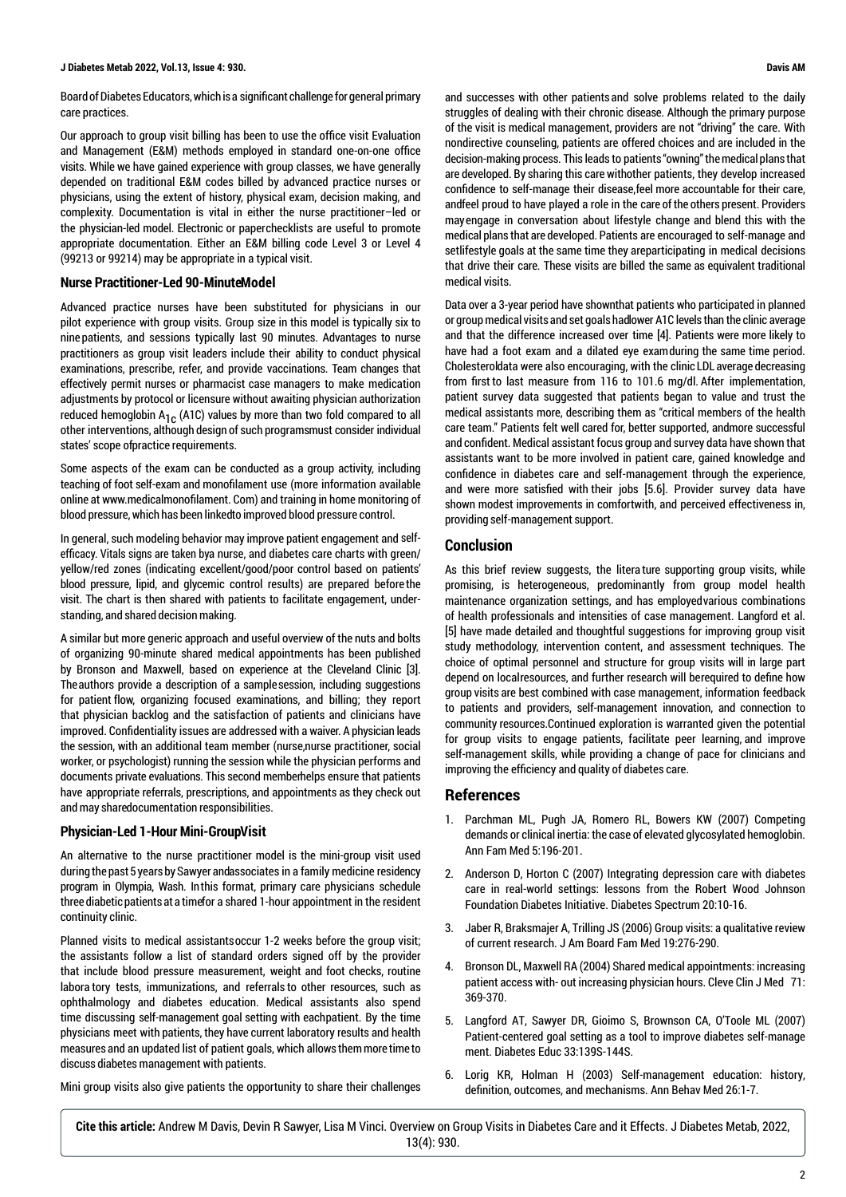Board of Diabetes Educators, which is a significant challenge for general primary care practices.

Our approach to group visit billing has been to use the office visit Evaluation and Management (E&M) methods employed in standard one-on-one office visits. While we have gained experience with group classes, we have generally depended on traditional E&M codes billed by advanced practice nurses or physicians, using the extent of history, physical exam, decision making, and complexity. Documentation is vital in either the nurse practitioner–led or the physician-led model. Electronic or paperchecklists are useful to promote appropriate documentation. Either an E&M billing code Level 3 or Level 4 (99213 or 99214) may be appropriate in a typical visit.

### Nurse Practitioner-Led 90-MinuteModel

Advanced practice nurses have been substituted for physicians in our pilot experience with group visits. Group size in this model is typically six to nine patients, and sessions typically last 90 minutes. Advantages to nurse practitioners as group visit leaders include their ability to conduct physical examinations, prescribe, refer, and provide vaccinations. Team changes that effectively permit nurses or pharmacist case managers to make medication adjustments by protocol or licensure without awaiting physician authorization reduced hemoglobin $A_{1c}$ (A1C) values by more than two fold compared to all other interventions, although design of such programsmust consider individual states' scope ofpractice requirements.

Some aspects of the exam can be conducted as a group activity, including teaching of foot self-exam and monofilament use (more information available online at www.medicalmonofilament. Com) and training in home monitoring of blood pressure, which has been linkedto improved blood pressure control.

In general, such modeling behavior may improve patient engagement and self-efficacy. Vitals signs are taken bya nurse, and diabetes care charts with green/yellow/red zones (indicating excellent/good/poor control based on patients' blood pressure, lipid, and glycemic control results) are prepared beforethe visit. The chart is then shared with patients to facilitate engagement, under-standing, and shared decision making.

A similar but more generic approach and useful overview of the nuts and bolts of organizing 90-minute shared medical appointments has been published by Bronson and Maxwell, based on experience at the Cleveland Clinic [3]. Theauthors provide a description of a samplesession, including suggestions for patient flow, organizing focused examinations, and billing; they report that physician backlog and the satisfaction of patients and clinicians have improved. Confidentiality issues are addressed with a waiver. A physician leads the session, with an additional team member (nurse,nurse practitioner, social worker, or psychologist) running the session while the physician performs and documents private evaluations. This second memberhelps ensure that patients have appropriate referrals, prescriptions, and appointments as they check out and may sharedocumentation responsibilities.

### Physician-Led 1-Hour Mini-GroupVisit

An alternative to the nurse practitioner model is the mini-group visit used during the past 5 years by Sawyer andassociates in a family medicine residency program in Olympia, Wash. Inthis format, primary care physicians schedule three diabetic patients at a timefor a shared 1-hour appointment in the resident continuity clinic.

Planned visits to medical assistantsoccur 1-2 weeks before the group visit; the assistants follow a list of standard orders signed off by the provider that include blood pressure measurement, weight and foot checks, routine labora tory tests, immunizations, and referrals to other resources, such as ophthalmology and diabetes education. Medical assistants also spend time discussing self-management goal setting with eachpatient. By the time physicians meet with patients, they have current laboratory results and health measures and an updated list of patient goals, which allows them more time to discuss diabetes management with patients.

Mini group visits also give patients the opportunity to share their challenges and successes with other patients and solve problems related to the daily struggles of dealing with their chronic disease. Although the primary purpose of the visit is medical management, providers are not "driving" the care. With nondirective counseling, patients are offered choices and are included in the decision-making process. This leads to patients "owning" the medical plans that are developed. By sharing this care withother patients, they develop increased confidence to self-manage their disease,feel more accountable for their care, andfeel proud to have played a role in the care of the others present. Providers mayengage in conversation about lifestyle change and blend this with the medical plans that are developed. Patients are encouraged to self-manage and setlifestyle goals at the same time they areparticipating in medical decisions that drive their care. These visits are billed the same as equivalent traditional medical visits.

Data over a 3-year period have shownthat patients who participated in planned or group medical visits and set goals hadlower A1C levels than the clinic average and that the difference increased over time [4]. Patients were more likely to have had a foot exam and a dilated eye examduring the same time period. Cholesteroldata were also encouraging, with the clinic LDL average decreasing from first to last measure from 116 to 101.6 mg/dl. After implementation, patient survey data suggested that patients began to value and trust the medical assistants more, describing them as "critical members of the health care team." Patients felt well cared for, better supported, andmore successful and confident. Medical assistant focus group and survey data have shown that assistants want to be more involved in patient care, gained knowledge and confidence in diabetes care and self-management through the experience, and were more satisfied with their jobs [5.6]. Provider survey data have shown modest improvements in comfortwith, and perceived effectiveness in, providing self-management support.

## Conclusion

As this brief review suggests, the litera ture supporting group visits, while promising, is heterogeneous, predominantly from group model health maintenance organization settings, and has employedvarious combinations of health professionals and intensities of case management. Langford et al. [5] have made detailed and thoughtful suggestions for improving group visit study methodology, intervention content, and assessment techniques. The choice of optimal personnel and structure for group visits will in large part depend on localresources, and further research will berequired to define how group visits are best combined with case management, information feedback to patients and providers, self-management innovation, and connection to community resources.Continued exploration is warranted given the potential for group visits to engage patients, facilitate peer learning, and improve self-management skills, while providing a change of pace for clinicians and improving the efficiency and quality of diabetes care.

## References

1. Parchman ML, Pugh JA, Romero RL, Bowers KW (2007) Competing demands or clinical inertia: the case of elevated glycosylated hemoglobin. Ann Fam Med 5:196-201.
2. Anderson D, Horton C (2007) Integrating depression care with diabetes care in real-world settings: lessons from the Robert Wood Johnson Foundation Diabetes Initiative. Diabetes Spectrum 20:10-16.
3. Jaber R, Braksmajer A, Trilling JS (2006) Group visits: a qualitative review of current research. J Am Board Fam Med 19:276-290.
4. Bronson DL, Maxwell RA (2004) Shared medical appointments: increasing patient access with- out increasing physician hours. Cleve Clin J Med 71: 369-370.
5. Langford AT, Sawyer DR, Gioimo S, Brownson CA, O'Toole ML (2007) Patient-centered goal setting as a tool to improve diabetes self-manage ment. Diabetes Educ 33:139S-144S.
6. Lorig KR, Holman H (2003) Self-management education: history, definition, outcomes, and mechanisms. Ann Behav Med 26:1-7.

**Cite this article:** Andrew M Davis, Devin R Sawyer, Lisa M Vinci. Overview on Group Visits in Diabetes Care and it Effects. J Diabetes Metab, 2022, 13(4): 930.